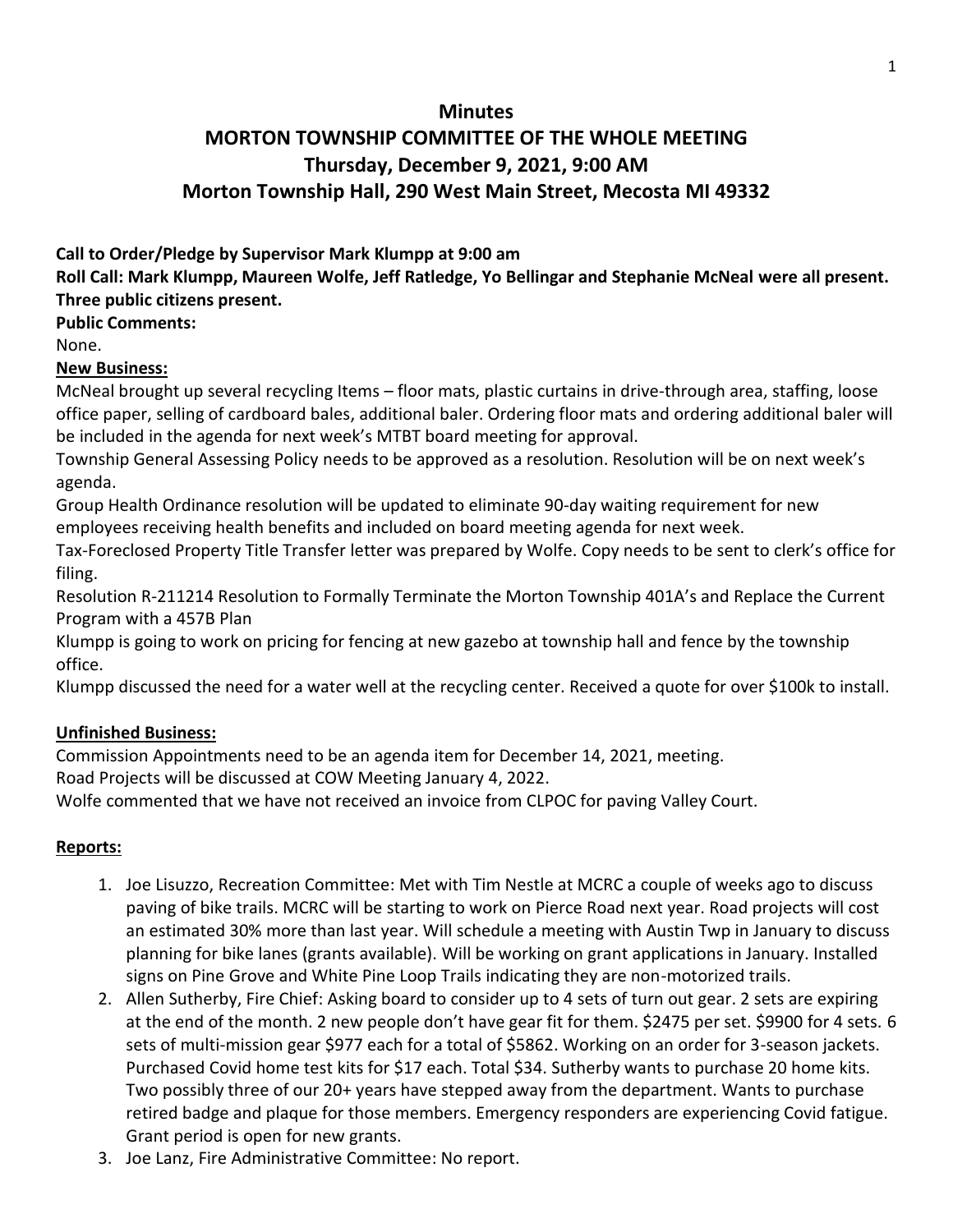# Minutes

# MORTON TOWNSHIP COMMITTEE OF THE WHOLE MEETING

## Thursday, December 9, 2021, 9:00 AM

## Morton Township Hall, 290 West Main Street, Mecosta MI 49332

**Call to Order/Pledge by Supervisor Mark Klumpp at 9:00 am**

**Roll Call: Mark Klumpp, Maureen Wolfe, Jeff Ratledge, Yo Bellingar and Stephanie McNeal were all present. Three public citizens present.**

**Public Comments:**

None.

**New Business:**

McNeal brought up several recycling Items – floor mats, plastic curtains in drive-through area, staffing, loose office paper, selling of cardboard bales, additional baler. Ordering floor mats and ordering additional baler will be included in the agenda for next week's MTBT board meeting for approval.

Township General Assessing Policy needs to be approved as a resolution. Resolution will be on next week's agenda.

Group Health Ordinance resolution will be updated to eliminate 90-day waiting requirement for new employees receiving health benefits and included on board meeting agenda for next week.

Tax-Foreclosed Property Title Transfer letter was prepared by Wolfe. Copy needs to be sent to clerk's office for filing.

Resolution R-211214 Resolution to Formally Terminate the Morton Township 401A's and Replace the Current Program with a 457B Plan

Klumpp is going to work on pricing for fencing at new gazebo at township hall and fence by the township office.

Klumpp discussed the need for a water well at the recycling center. Received a quote for over $100k to install.

**Unfinished Business:**

Commission Appointments need to be an agenda item for December 14, 2021, meeting.

Road Projects will be discussed at COW Meeting January 4, 2022.

Wolfe commented that we have not received an invoice from CLPOC for paving Valley Court.

**Reports:**

1. Joe Lisuzzo, Recreation Committee: Met with Tim Nestle at MCRC a couple of weeks ago to discuss paving of bike trails. MCRC will be starting to work on Pierce Road next year. Road projects will cost an estimated 30% more than last year. Will schedule a meeting with Austin Twp in January to discuss planning for bike lanes (grants available). Will be working on grant applications in January. Installed signs on Pine Grove and White Pine Loop Trails indicating they are non-motorized trails.
2. Allen Sutherby, Fire Chief: Asking board to consider up to 4 sets of turn out gear. 2 sets are expiring at the end of the month. 2 new people don't have gear fit for them. $2475 per set. $9900 for 4 sets. 6 sets of multi-mission gear $977 each for a total of $5862. Working on an order for 3-season jackets. Purchased Covid home test kits for $17 each. Total $34. Sutherby wants to purchase 20 home kits. Two possibly three of our 20+ years have stepped away from the department. Wants to purchase retired badge and plaque for those members. Emergency responders are experiencing Covid fatigue. Grant period is open for new grants.
3. Joe Lanz, Fire Administrative Committee: No report.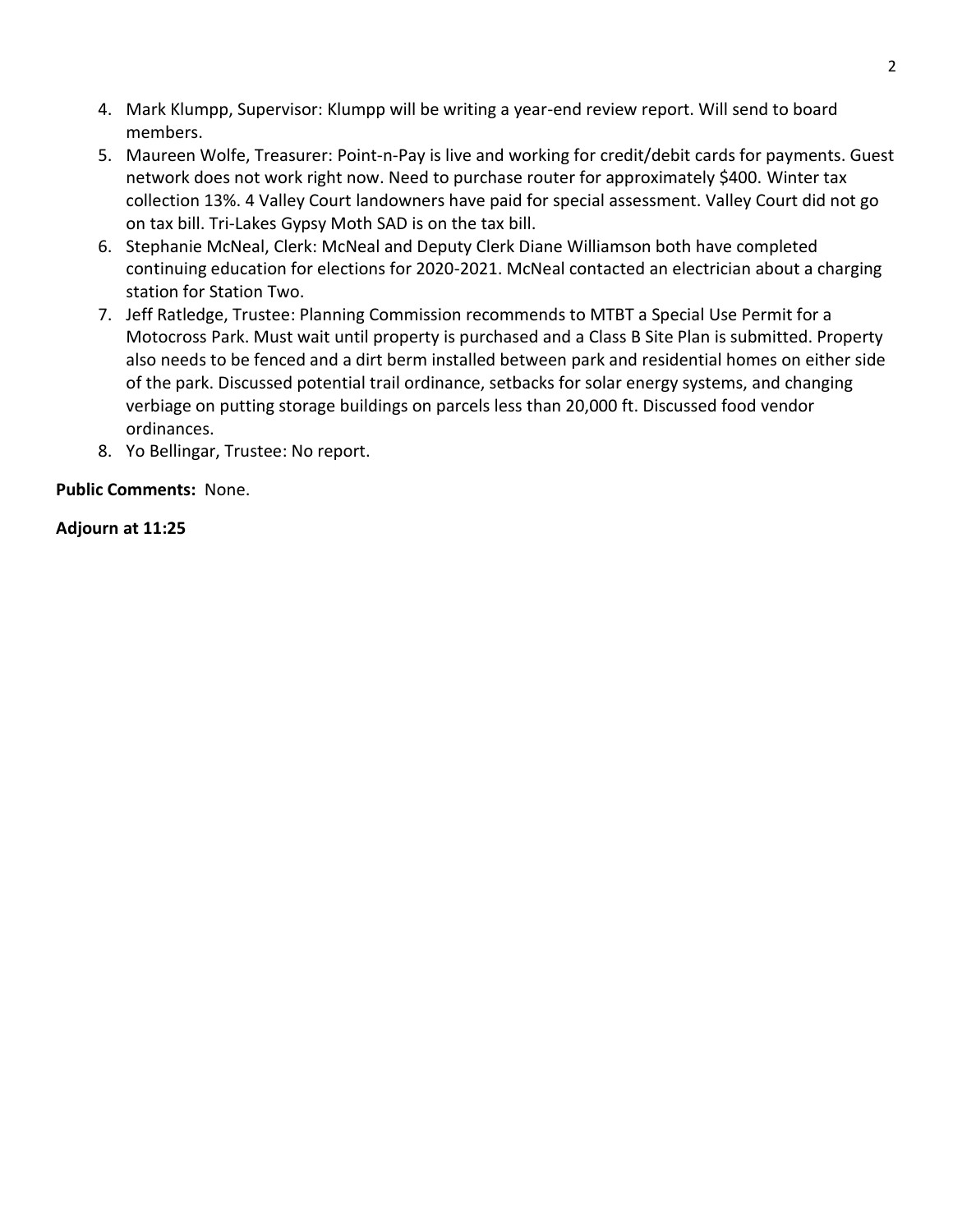4. Mark Klumpp, Supervisor: Klumpp will be writing a year-end review report. Will send to board members.
5. Maureen Wolfe, Treasurer: Point-n-Pay is live and working for credit/debit cards for payments. Guest network does not work right now. Need to purchase router for approximately $400. Winter tax collection 13%. 4 Valley Court landowners have paid for special assessment. Valley Court did not go on tax bill. Tri-Lakes Gypsy Moth SAD is on the tax bill.
6. Stephanie McNeal, Clerk: McNeal and Deputy Clerk Diane Williamson both have completed continuing education for elections for 2020-2021. McNeal contacted an electrician about a charging station for Station Two.
7. Jeff Ratledge, Trustee: Planning Commission recommends to MTBT a Special Use Permit for a Motocross Park. Must wait until property is purchased and a Class B Site Plan is submitted. Property also needs to be fenced and a dirt berm installed between park and residential homes on either side of the park. Discussed potential trail ordinance, setbacks for solar energy systems, and changing verbiage on putting storage buildings on parcels less than 20,000 ft. Discussed food vendor ordinances.
8. Yo Bellingar, Trustee: No report.

**Public Comments:** None.

**Adjourn at 11:25**